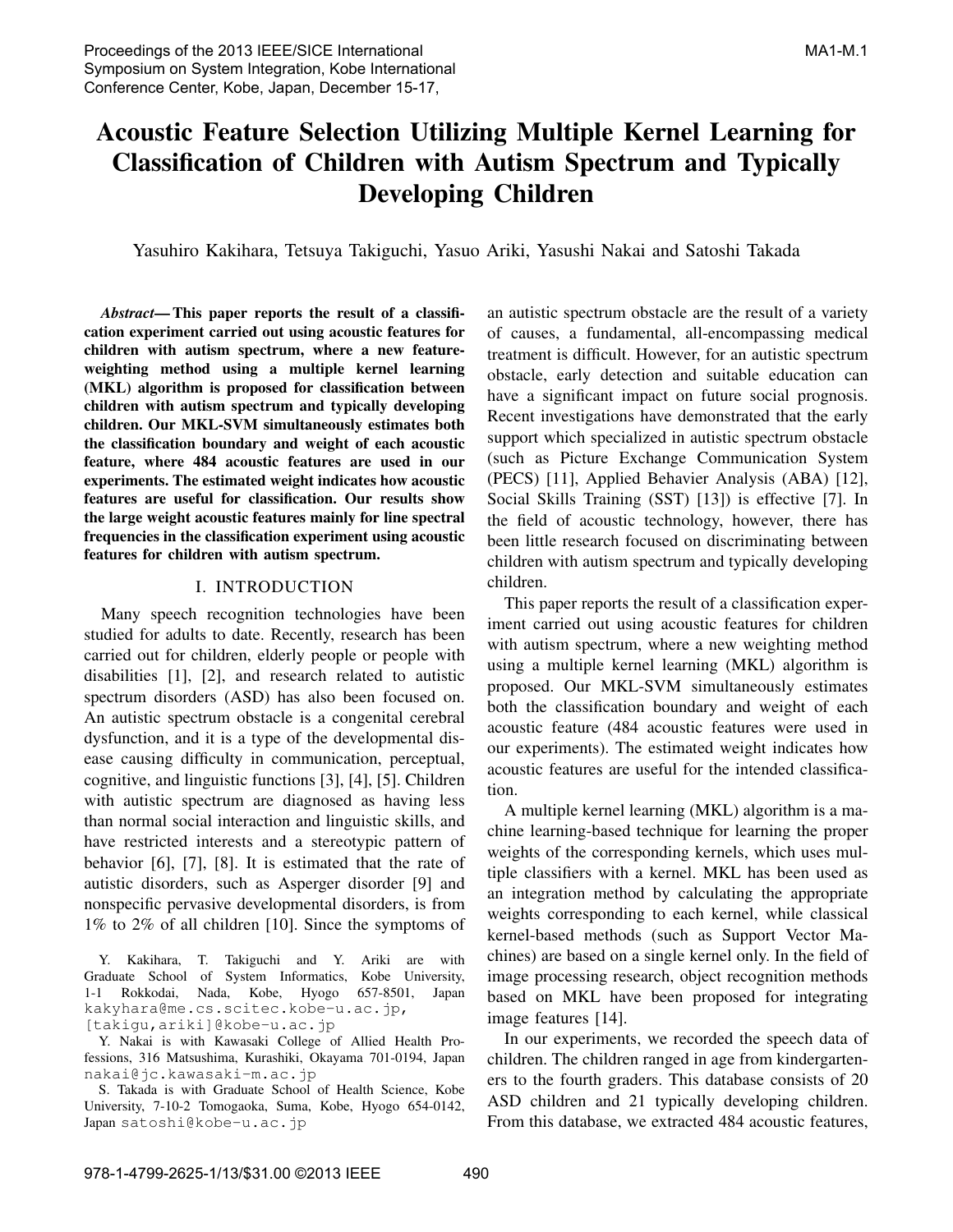# Acoustic Feature Selection Utilizing Multiple Kernel Learning for Classification of Children with Autism Spectrum and Typically Developing Children

Yasuhiro Kakihara, Tetsuya Takiguchi, Yasuo Ariki, Yasushi Nakai and Satoshi Takada

***Abstract*— This paper reports the result of a classification experiment carried out using acoustic features for children with autism spectrum, where a new feature-weighting method using a multiple kernel learning (MKL) algorithm is proposed for classification between children with autism spectrum and typically developing children. Our MKL-SVM simultaneously estimates both the classification boundary and weight of each acoustic feature, where 484 acoustic features are used in our experiments. The estimated weight indicates how acoustic features are useful for classification. Our results show the large weight acoustic features mainly for line spectral frequencies in the classification experiment using acoustic features for children with autism spectrum.**

## I. INTRODUCTION

Many speech recognition technologies have been studied for adults to date. Recently, research has been carried out for children, elderly people or people with disabilities [1], [2], and research related to autistic spectrum disorders (ASD) has also been focused on. An autistic spectrum obstacle is a congenital cerebral dysfunction, and it is a type of the developmental disease causing difficulty in communication, perceptual, cognitive, and linguistic functions [3], [4], [5]. Children with autistic spectrum are diagnosed as having less than normal social interaction and linguistic skills, and have restricted interests and a stereotypic pattern of behavior [6], [7], [8]. It is estimated that the rate of autistic disorders, such as Asperger disorder [9] and nonspecific pervasive developmental disorders, is from 1% to 2% of all children [10]. Since the symptoms of an autistic spectrum obstacle are the result of a variety of causes, a fundamental, all-encompassing medical treatment is difficult. However, for an autistic spectrum obstacle, early detection and suitable education can have a significant impact on future social prognosis. Recent investigations have demonstrated that the early support which specialized in autistic spectrum obstacle (such as Picture Exchange Communication System (PECS) [11], Applied Behavior Analysis (ABA) [12], Social Skills Training (SST) [13]) is effective [7]. In the field of acoustic technology, however, there has been little research focused on discriminating between children with autism spectrum and typically developing children.

This paper reports the result of a classification experiment carried out using acoustic features for children with autism spectrum, where a new weighting method using a multiple kernel learning (MKL) algorithm is proposed. Our MKL-SVM simultaneously estimates both the classification boundary and weight of each acoustic feature (484 acoustic features were used in our experiments). The estimated weight indicates how acoustic features are useful for the intended classification.

A multiple kernel learning (MKL) algorithm is a machine learning-based technique for learning the proper weights of the corresponding kernels, which uses multiple classifiers with a kernel. MKL has been used as an integration method by calculating the appropriate weights corresponding to each kernel, while classical kernel-based methods (such as Support Vector Machines) are based on a single kernel only. In the field of image processing research, object recognition methods based on MKL have been proposed for integrating image features [14].

In our experiments, we recorded the speech data of children. The children ranged in age from kindergarteners to the fourth graders. This database consists of 20 ASD children and 21 typically developing children. From this database, we extracted 484 acoustic features,

Y. Kakihara, T. Takiguchi and Y. Ariki are with Graduate School of System Informatics, Kobe University, 1-1 Rokkodai, Nada, Kobe, Hyogo 657-8501, Japan kakyhara@me.cs.scitec.kobe-u.ac.jp, [takigu,ariki]@kobe-u.ac.jp

Y. Nakai is with Kawasaki College of Allied Health Professions, 316 Matsushima, Kurashiki, Okayama 701-0194, Japan nakai@jc.kawasaki-m.ac.jp

S. Takada is with Graduate School of Health Science, Kobe University, 7-10-2 Tomogaoka, Suma, Kobe, Hyogo 654-0142, Japan satoshi@kobe-u.ac.jp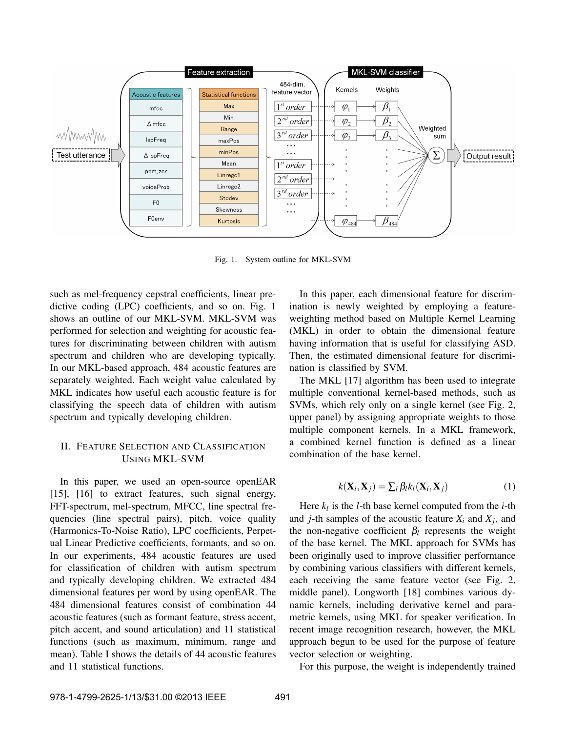Fig. 1. System outline for MKL-SVM

such as mel-frequency cepstral coefficients, linear predictive coding (LPC) coefficients, and so on. Fig. 1 shows an outline of our MKL-SVM. MKL-SVM was performed for selection and weighting for acoustic features for discriminating between children with autism spectrum and children who are developing typically. In our MKL-based approach, 484 acoustic features are separately weighted. Each weight value calculated by MKL indicates how useful each acoustic feature is for classifying the speech data of children with autism spectrum and typically developing children.

## II. Feature Selection and Classification Using MKL-SVM

In this paper, we used an open-source openEAR [15], [16] to extract features, such signal energy, FFT-spectrum, mel-spectrum, MFCC, line spectral frequencies (line spectral pairs), pitch, voice quality (Harmonics-To-Noise Ratio), LPC coefficients, Perpetual Linear Predictive coefficients, formants, and so on. In our experiments, 484 acoustic features are used for classification of children with autism spectrum and typically developing children. We extracted 484 dimensional features per word by using openEAR. The 484 dimensional features consist of combination 44 acoustic features (such as formant feature, stress accent, pitch accent, and sound articulation) and 11 statistical functions (such as maximum, minimum, range and mean). Table I shows the details of 44 acoustic features and 11 statistical functions.

In this paper, each dimensional feature for discrimination is newly weighted by employing a feature-weighting method based on Multiple Kernel Learning (MKL) in order to obtain the dimensional feature having information that is useful for classifying ASD. Then, the estimated dimensional feature for discrimination is classified by SVM.

The MKL [17] algorithm has been used to integrate multiple conventional kernel-based methods, such as SVMs, which rely only on a single kernel (see Fig. 2, upper panel) by assigning appropriate weights to those multiple component kernels. In a MKL framework, a combined kernel function is defined as a linear combination of the base kernel.

$$k(\mathbf{X}_i, \mathbf{X}_j) = \textstyle\sum_l \beta_l k_l(\mathbf{X}_i, \mathbf{X}_j) \tag{1}$$

Here $k_l$ is the $l$-th base kernel computed from the $i$-th and $j$-th samples of the acoustic feature $X_i$ and $X_j$, and the non-negative coefficient $\beta_l$ represents the weight of the base kernel. The MKL approach for SVMs has been originally used to improve classifier performance by combining various classifiers with different kernels, each receiving the same feature vector (see Fig. 2, middle panel). Longworth [18] combines various dynamic kernels, including derivative kernel and parametric kernels, using MKL for speaker verification. In recent image recognition research, however, the MKL approach begun to be used for the purpose of feature vector selection or weighting.

For this purpose, the weight is independently trained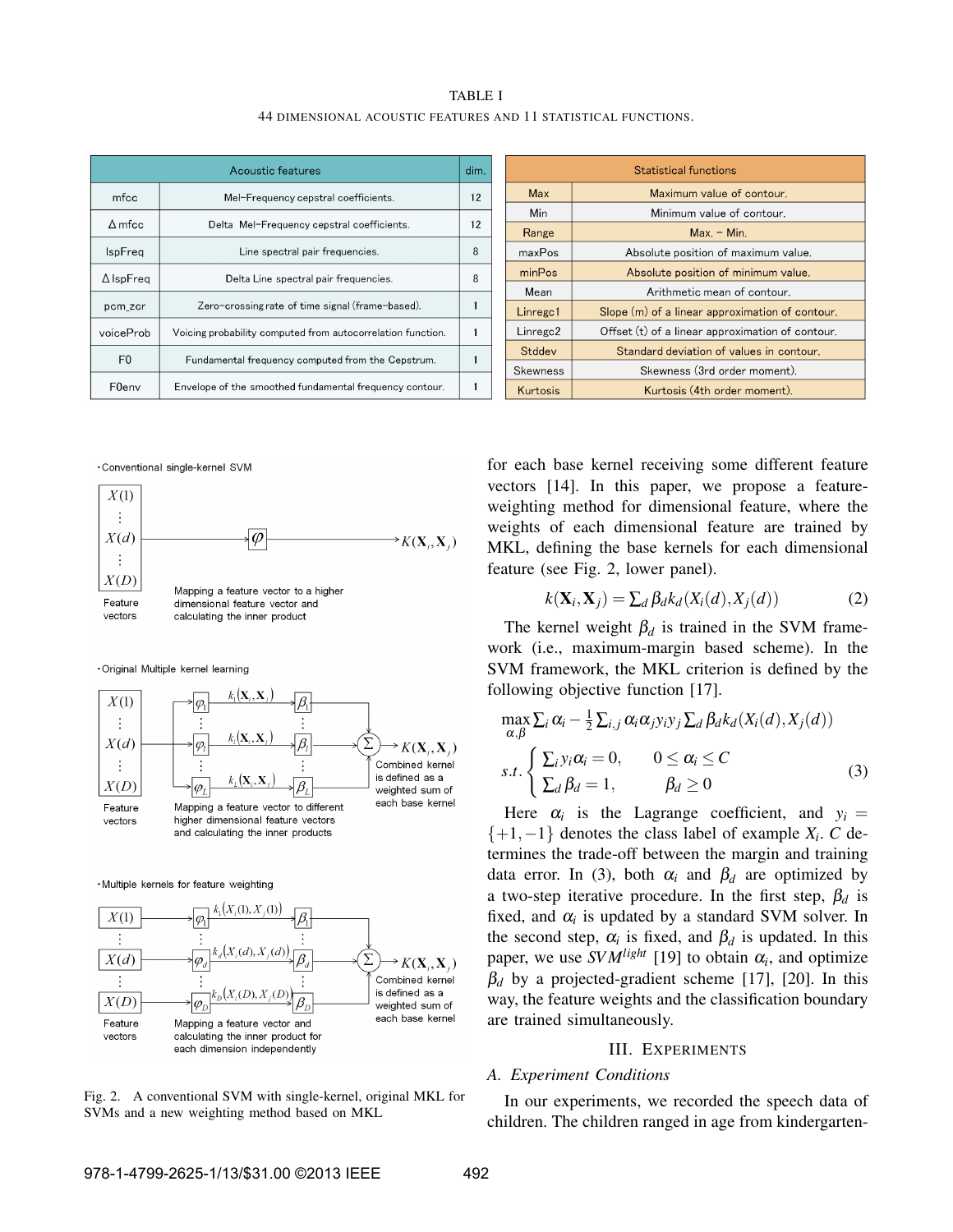TABLE I

44 DIMENSIONAL ACOUSTIC FEATURES AND 11 STATISTICAL FUNCTIONS.

| Acoustic features | | dim. |
|---|---|---|
| mfcc | Mel-Frequency cepstral coefficients. | 12 |
| Δ mfcc | Delta Mel-Frequency cepstral coefficients. | 12 |
| lspFreq | Line spectral pair frequencies. | 8 |
| Δ lspFreq | Delta Line spectral pair frequencies. | 8 |
| pcm_zcr | Zero-crossing rate of time signal (frame-based). | 1 |
| voiceProb | Voicing probability computed from autocorrelation function. | 1 |
| F0 | Fundamental frequency computed from the Cepstrum. | 1 |
| F0env | Envelope of the smoothed fundamental frequency contour. | 1 |

| Statistical functions | |
|---|---|
| Max | Maximum value of contour. |
| Min | Minimum value of contour. |
| Range | Max. – Min. |
| maxPos | Absolute position of maximum value. |
| minPos | Absolute position of minimum value. |
| Mean | Arithmetic mean of contour. |
| Linregc1 | Slope (m) of a linear approximation of contour. |
| Linregc2 | Offset (t) of a linear approximation of contour. |
| Stddev | Standard deviation of values in contour. |
| Skewness | Skewness (3rd order moment). |
| Kurtosis | Kurtosis (4th order moment). |

Fig. 2. A conventional SVM with single-kernel, original MKL for SVMs and a new weighting method based on MKL

for each base kernel receiving some different feature vectors [14]. In this paper, we propose a feature-weighting method for dimensional feature, where the weights of each dimensional feature are trained by MKL, defining the base kernels for each dimensional feature (see Fig. 2, lower panel).

$$k(\mathbf{X}_i, \mathbf{X}_j) = \textstyle\sum_d \beta_d k_d(X_i(d), X_j(d)) \qquad (2)$$

The kernel weight $\beta_d$ is trained in the SVM framework (i.e., maximum-margin based scheme). In the SVM framework, the MKL criterion is defined by the following objective function [17].

$$\max_{\alpha,\beta} \textstyle\sum_i \alpha_i - \frac{1}{2}\sum_{i,j} \alpha_i \alpha_j y_i y_j \sum_d \beta_d k_d(X_i(d), X_j(d))$$
$$s.t. \begin{cases} \sum_i y_i \alpha_i = 0, & 0 \le \alpha_i \le C \\ \sum_d \beta_d = 1, & \beta_d \ge 0 \end{cases} \qquad (3)$$

Here $\alpha_i$ is the Lagrange coefficient, and $y_i = \{+1, -1\}$ denotes the class label of example $X_i$. $C$ determines the trade-off between the margin and training data error. In (3), both $\alpha_i$ and $\beta_d$ are optimized by a two-step iterative procedure. In the first step, $\beta_d$ is fixed, and $\alpha_i$ is updated by a standard SVM solver. In the second step, $\alpha_i$ is fixed, and $\beta_d$ is updated. In this paper, we use $SVM^{light}$ [19] to obtain $\alpha_i$, and optimize $\beta_d$ by a projected-gradient scheme [17], [20]. In this way, the feature weights and the classification boundary are trained simultaneously.

## III. EXPERIMENTS

### A. Experiment Conditions

In our experiments, we recorded the speech data of children. The children ranged in age from kindergarten-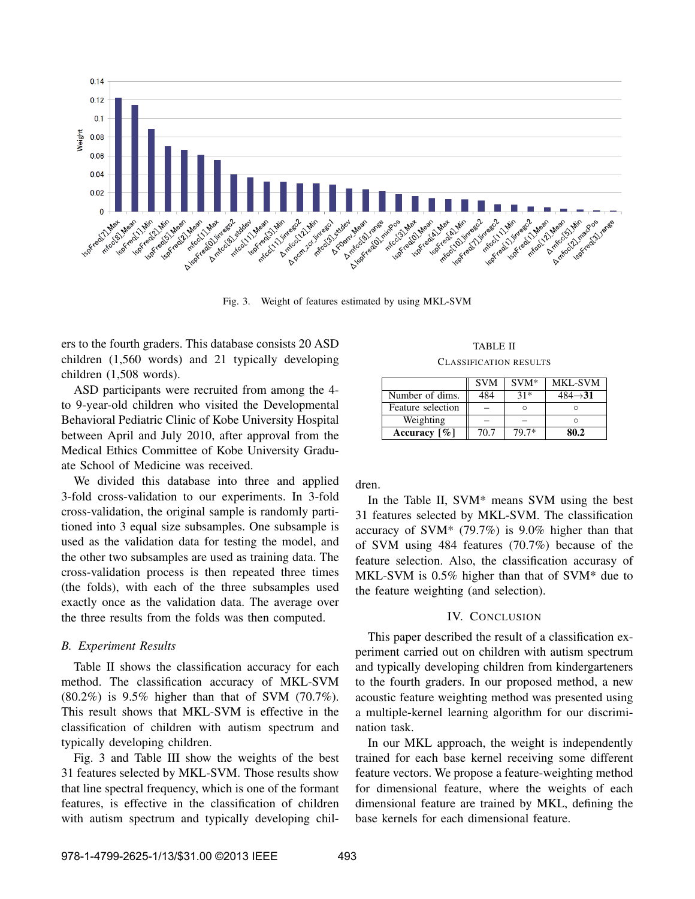Fig. 3. Weight of features estimated by using MKL-SVM

ers to the fourth graders. This database consists 20 ASD children (1,560 words) and 21 typically developing children (1,508 words).

ASD participants were recruited from among the 4- to 9-year-old children who visited the Developmental Behavioral Pediatric Clinic of Kobe University Hospital between April and July 2010, after approval from the Medical Ethics Committee of Kobe University Graduate School of Medicine was received.

We divided this database into three and applied 3-fold cross-validation to our experiments. In 3-fold cross-validation, the original sample is randomly partitioned into 3 equal size subsamples. One subsample is used as the validation data for testing the model, and the other two subsamples are used as training data. The cross-validation process is then repeated three times (the folds), with each of the three subsamples used exactly once as the validation data. The average over the three results from the folds was then computed.

### B. Experiment Results

Table II shows the classification accuracy for each method. The classification accuracy of MKL-SVM (80.2%) is 9.5% higher than that of SVM (70.7%). This result shows that MKL-SVM is effective in the classification of children with autism spectrum and typically developing children.

Fig. 3 and Table III show the weights of the best 31 features selected by MKL-SVM. Those results show that line spectral frequency, which is one of the formant features, is effective in the classification of children with autism spectrum and typically developing children.

TABLE II
CLASSIFICATION RESULTS

| | SVM | SVM* | MKL-SVM |
|---|---|---|---|
| Number of dims. | 484 | 31* | 484→**31** |
| Feature selection | – | ○ | ○ |
| Weighting | – | – | ○ |
| **Accuracy [%]** | 70.7 | 79.7* | **80.2** |

In the Table II, SVM* means SVM using the best 31 features selected by MKL-SVM. The classification accuracy of SVM* (79.7%) is 9.0% higher than that of SVM using 484 features (70.7%) because of the feature selection. Also, the classification accurasy of MKL-SVM is 0.5% higher than that of SVM* due to the feature weighting (and selection).

## IV. Conclusion

This paper described the result of a classification experiment carried out on children with autism spectrum and typically developing children from kindergarteners to the fourth graders. In our proposed method, a new acoustic feature weighting method was presented using a multiple-kernel learning algorithm for our discrimination task.

In our MKL approach, the weight is independently trained for each base kernel receiving some different feature vectors. We propose a feature-weighting method for dimensional feature, where the weights of each dimensional feature are trained by MKL, defining the base kernels for each dimensional feature.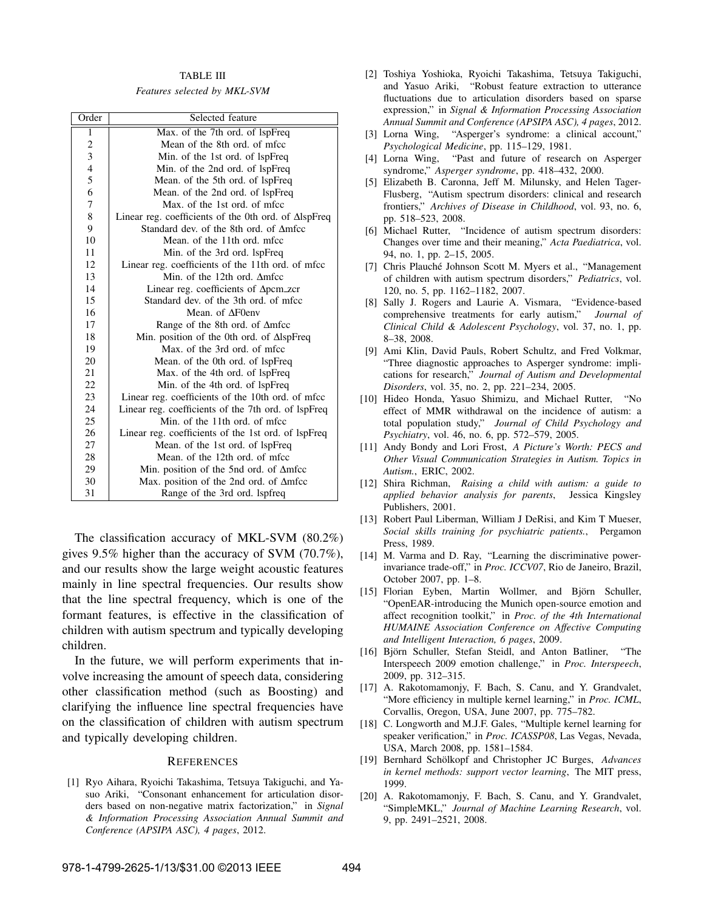TABLE III

*Features selected by MKL-SVM*

| Order | Selected feature |
| --- | --- |
| 1 | Max. of the 7th ord. of lspFreq |
| 2 | Mean of the 8th ord. of mfcc |
| 3 | Min. of the 1st ord. of lspFreq |
| 4 | Min. of the 2nd ord. of lspFreq |
| 5 | Mean. of the 5th ord. of lspFreq |
| 6 | Mean. of the 2nd ord. of lspFreq |
| 7 | Max. of the 1st ord. of mfcc |
| 8 | Linear reg. coefficients of the 0th ord. of ΔlspFreq |
| 9 | Standard dev. of the 8th ord. of Δmfcc |
| 10 | Mean. of the 11th ord. mfcc |
| 11 | Min. of the 3rd ord. lspFreq |
| 12 | Linear reg. coefficients of the 11th ord. of mfcc |
| 13 | Min. of the 12th ord. Δmfcc |
| 14 | Linear reg. coefficients of Δpcm_zcr |
| 15 | Standard dev. of the 3th ord. of mfcc |
| 16 | Mean. of ΔF0env |
| 17 | Range of the 8th ord. of Δmfcc |
| 18 | Min. position of the 0th ord. of ΔlspFreq |
| 19 | Max. of the 3rd ord. of mfcc |
| 20 | Mean. of the 0th ord. of lspFreq |
| 21 | Max. of the 4th ord. of lspFreq |
| 22 | Min. of the 4th ord. of lspFreq |
| 23 | Linear reg. coefficients of the 10th ord. of mfcc |
| 24 | Linear reg. coefficients of the 7th ord. of lspFreq |
| 25 | Min. of the 11th ord. of mfcc |
| 26 | Linear reg. coefficients of the 1st ord. of lspFreq |
| 27 | Mean. of the 1st ord. of lspFreq |
| 28 | Mean. of the 12th ord. of mfcc |
| 29 | Min. position of the 5nd ord. of Δmfcc |
| 30 | Max. position of the 2nd ord. of Δmfcc |
| 31 | Range of the 3rd ord. lspfreq |

The classification accuracy of MKL-SVM (80.2%) gives 9.5% higher than the accuracy of SVM (70.7%), and our results show the large weight acoustic features mainly in line spectral frequencies. Our results show that the line spectral frequency, which is one of the formant features, is effective in the classification of children with autism spectrum and typically developing children.

In the future, we will perform experiments that involve increasing the amount of speech data, considering other classification method (such as Boosting) and clarifying the influence line spectral frequencies have on the classification of children with autism spectrum and typically developing children.

## References

[1] Ryo Aihara, Ryoichi Takashima, Tetsuya Takiguchi, and Yasuo Ariki, "Consonant enhancement for articulation disorders based on non-negative matrix factorization," in *Signal & Information Processing Association Annual Summit and Conference (APSIPA ASC), 4 pages*, 2012.

[2] Toshiya Yoshioka, Ryoichi Takashima, Tetsuya Takiguchi, and Yasuo Ariki, "Robust feature extraction to utterance fluctuations due to articulation disorders based on sparse expression," in *Signal & Information Processing Association Annual Summit and Conference (APSIPA ASC), 4 pages*, 2012.

[3] Lorna Wing, "Asperger's syndrome: a clinical account," *Psychological Medicine*, pp. 115–129, 1981.

[4] Lorna Wing, "Past and future of research on Asperger syndrome," *Asperger syndrome*, pp. 418–432, 2000.

[5] Elizabeth B. Caronna, Jeff M. Milunsky, and Helen Tager-Flusberg, "Autism spectrum disorders: clinical and research frontiers," *Archives of Disease in Childhood*, vol. 93, no. 6, pp. 518–523, 2008.

[6] Michael Rutter, "Incidence of autism spectrum disorders: Changes over time and their meaning," *Acta Paediatrica*, vol. 94, no. 1, pp. 2–15, 2005.

[7] Chris Plauché Johnson Scott M. Myers et al., "Management of children with autism spectrum disorders," *Pediatrics*, vol. 120, no. 5, pp. 1162–1182, 2007.

[8] Sally J. Rogers and Laurie A. Vismara, "Evidence-based comprehensive treatments for early autism," *Journal of Clinical Child & Adolescent Psychology*, vol. 37, no. 1, pp. 8–38, 2008.

[9] Ami Klin, David Pauls, Robert Schultz, and Fred Volkmar, "Three diagnostic approaches to Asperger syndrome: implications for research," *Journal of Autism and Developmental Disorders*, vol. 35, no. 2, pp. 221–234, 2005.

[10] Hideo Honda, Yasuo Shimizu, and Michael Rutter, "No effect of MMR withdrawal on the incidence of autism: a total population study," *Journal of Child Psychology and Psychiatry*, vol. 46, no. 6, pp. 572–579, 2005.

[11] Andy Bondy and Lori Frost, *A Picture's Worth: PECS and Other Visual Communication Strategies in Autism. Topics in Autism.*, ERIC, 2002.

[12] Shira Richman, *Raising a child with autism: a guide to applied behavior analysis for parents*, Jessica Kingsley Publishers, 2001.

[13] Robert Paul Liberman, William J DeRisi, and Kim T Mueser, *Social skills training for psychiatric patients.*, Pergamon Press, 1989.

[14] M. Varma and D. Ray, "Learning the discriminative power-invariance trade-off," in *Proc. ICCV07*, Rio de Janeiro, Brazil, October 2007, pp. 1–8.

[15] Florian Eyben, Martin Wollmer, and Björn Schuller, "OpenEAR-introducing the Munich open-source emotion and affect recognition toolkit," in *Proc. of the 4th International HUMAINE Association Conference on Affective Computing and Intelligent Interaction, 6 pages*, 2009.

[16] Björn Schuller, Stefan Steidl, and Anton Batliner, "The Interspeech 2009 emotion challenge," in *Proc. Interspeech*, 2009, pp. 312–315.

[17] A. Rakotomamonjy, F. Bach, S. Canu, and Y. Grandvalet, "More efficiency in multiple kernel learning," in *Proc. ICML*, Corvallis, Oregon, USA, June 2007, pp. 775–782.

[18] C. Longworth and M.J.F. Gales, "Multiple kernel learning for speaker verification," in *Proc. ICASSP08*, Las Vegas, Nevada, USA, March 2008, pp. 1581–1584.

[19] Bernhard Schölkopf and Christopher JC Burges, *Advances in kernel methods: support vector learning*, The MIT press, 1999.

[20] A. Rakotomamonjy, F. Bach, S. Canu, and Y. Grandvalet, "SimpleMKL," *Journal of Machine Learning Research*, vol. 9, pp. 2491–2521, 2008.